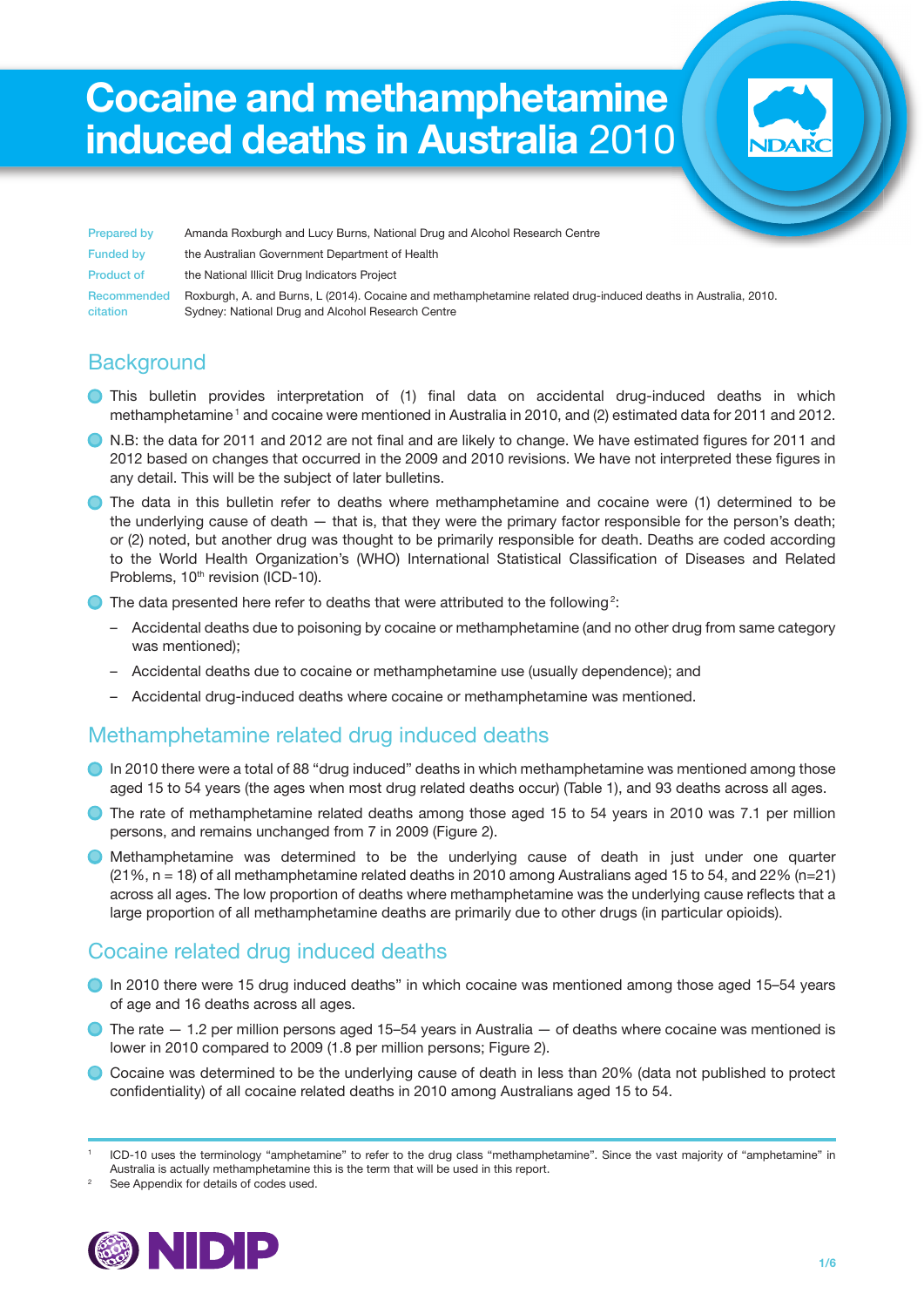# Cocaine and methamphetamine induced deaths in Australia 2010

| | |
|---|---|
| Prepared by | Amanda Roxburgh and Lucy Burns, National Drug and Alcohol Research Centre |
| Funded by | the Australian Government Department of Health |
| Product of | the National Illicit Drug Indicators Project |
| Recommended citation | Roxburgh, A. and Burns, L (2014). Cocaine and methamphetamine related drug-induced deaths in Australia, 2010. Sydney: National Drug and Alcohol Research Centre |

## Background

- This bulletin provides interpretation of (1) final data on accidental drug-induced deaths in which methamphetamine[1] and cocaine were mentioned in Australia in 2010, and (2) estimated data for 2011 and 2012.
- N.B: the data for 2011 and 2012 are not final and are likely to change. We have estimated figures for 2011 and 2012 based on changes that occurred in the 2009 and 2010 revisions. We have not interpreted these figures in any detail. This will be the subject of later bulletins.
- The data in this bulletin refer to deaths where methamphetamine and cocaine were (1) determined to be the underlying cause of death — that is, that they were the primary factor responsible for the person's death; or (2) noted, but another drug was thought to be primarily responsible for death. Deaths are coded according to the World Health Organization's (WHO) International Statistical Classification of Diseases and Related Problems, 10th revision (ICD-10).
- The data presented here refer to deaths that were attributed to the following[2]:
  - Accidental deaths due to poisoning by cocaine or methamphetamine (and no other drug from same category was mentioned);
  - Accidental deaths due to cocaine or methamphetamine use (usually dependence); and
  - Accidental drug-induced deaths where cocaine or methamphetamine was mentioned.

## Methamphetamine related drug induced deaths

- In 2010 there were a total of 88 "drug induced" deaths in which methamphetamine was mentioned among those aged 15 to 54 years (the ages when most drug related deaths occur) (Table 1), and 93 deaths across all ages.
- The rate of methamphetamine related deaths among those aged 15 to 54 years in 2010 was 7.1 per million persons, and remains unchanged from 7 in 2009 (Figure 2).
- Methamphetamine was determined to be the underlying cause of death in just under one quarter (21%, n = 18) of all methamphetamine related deaths in 2010 among Australians aged 15 to 54, and 22% (n=21) across all ages. The low proportion of deaths where methamphetamine was the underlying cause reflects that a large proportion of all methamphetamine deaths are primarily due to other drugs (in particular opioids).

## Cocaine related drug induced deaths

- In 2010 there were 15 drug induced deaths" in which cocaine was mentioned among those aged 15–54 years of age and 16 deaths across all ages.
- The rate — 1.2 per million persons aged 15–54 years in Australia — of deaths where cocaine was mentioned is lower in 2010 compared to 2009 (1.8 per million persons; Figure 2).
- Cocaine was determined to be the underlying cause of death in less than 20% (data not published to protect confidentiality) of all cocaine related deaths in 2010 among Australians aged 15 to 54.

---

[1] ICD-10 uses the terminology "amphetamine" to refer to the drug class "methamphetamine". Since the vast majority of "amphetamine" in Australia is actually methamphetamine this is the term that will be used in this report.

[2] See Appendix for details of codes used.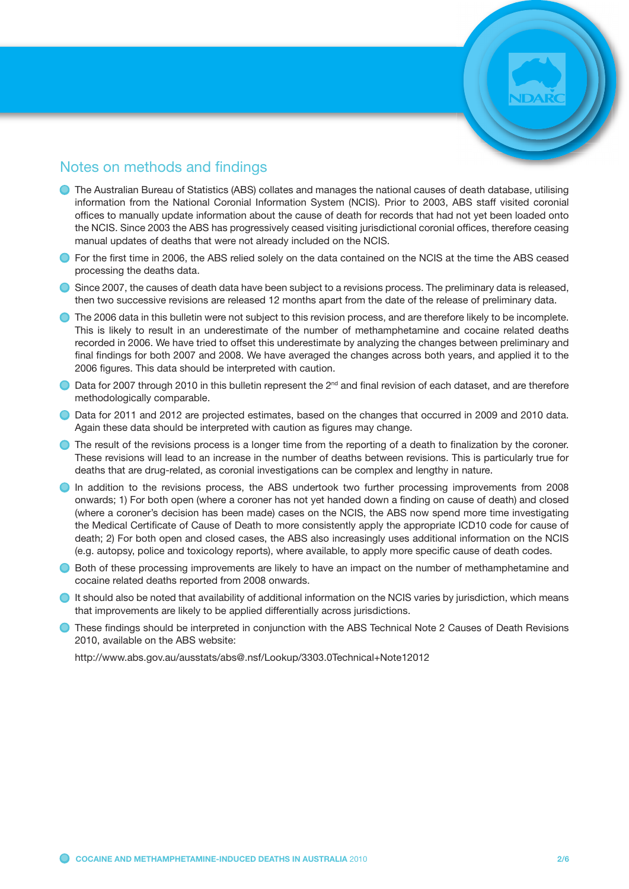## Notes on methods and findings

- The Australian Bureau of Statistics (ABS) collates and manages the national causes of death database, utilising information from the National Coronial Information System (NCIS). Prior to 2003, ABS staff visited coronial offices to manually update information about the cause of death for records that had not yet been loaded onto the NCIS. Since 2003 the ABS has progressively ceased visiting jurisdictional coronial offices, therefore ceasing manual updates of deaths that were not already included on the NCIS.
- For the first time in 2006, the ABS relied solely on the data contained on the NCIS at the time the ABS ceased processing the deaths data.
- Since 2007, the causes of death data have been subject to a revisions process. The preliminary data is released, then two successive revisions are released 12 months apart from the date of the release of preliminary data.
- The 2006 data in this bulletin were not subject to this revision process, and are therefore likely to be incomplete. This is likely to result in an underestimate of the number of methamphetamine and cocaine related deaths recorded in 2006. We have tried to offset this underestimate by analyzing the changes between preliminary and final findings for both 2007 and 2008. We have averaged the changes across both years, and applied it to the 2006 figures. This data should be interpreted with caution.
- Data for 2007 through 2010 in this bulletin represent the 2nd and final revision of each dataset, and are therefore methodologically comparable.
- Data for 2011 and 2012 are projected estimates, based on the changes that occurred in 2009 and 2010 data. Again these data should be interpreted with caution as figures may change.
- The result of the revisions process is a longer time from the reporting of a death to finalization by the coroner. These revisions will lead to an increase in the number of deaths between revisions. This is particularly true for deaths that are drug-related, as coronial investigations can be complex and lengthy in nature.
- In addition to the revisions process, the ABS undertook two further processing improvements from 2008 onwards; 1) For both open (where a coroner has not yet handed down a finding on cause of death) and closed (where a coroner's decision has been made) cases on the NCIS, the ABS now spend more time investigating the Medical Certificate of Cause of Death to more consistently apply the appropriate ICD10 code for cause of death; 2) For both open and closed cases, the ABS also increasingly uses additional information on the NCIS (e.g. autopsy, police and toxicology reports), where available, to apply more specific cause of death codes.
- Both of these processing improvements are likely to have an impact on the number of methamphetamine and cocaine related deaths reported from 2008 onwards.
- It should also be noted that availability of additional information on the NCIS varies by jurisdiction, which means that improvements are likely to be applied differentially across jurisdictions.
- These findings should be interpreted in conjunction with the ABS Technical Note 2 Causes of Death Revisions 2010, available on the ABS website:

  http://www.abs.gov.au/ausstats/abs@.nsf/Lookup/3303.0Technical+Note12012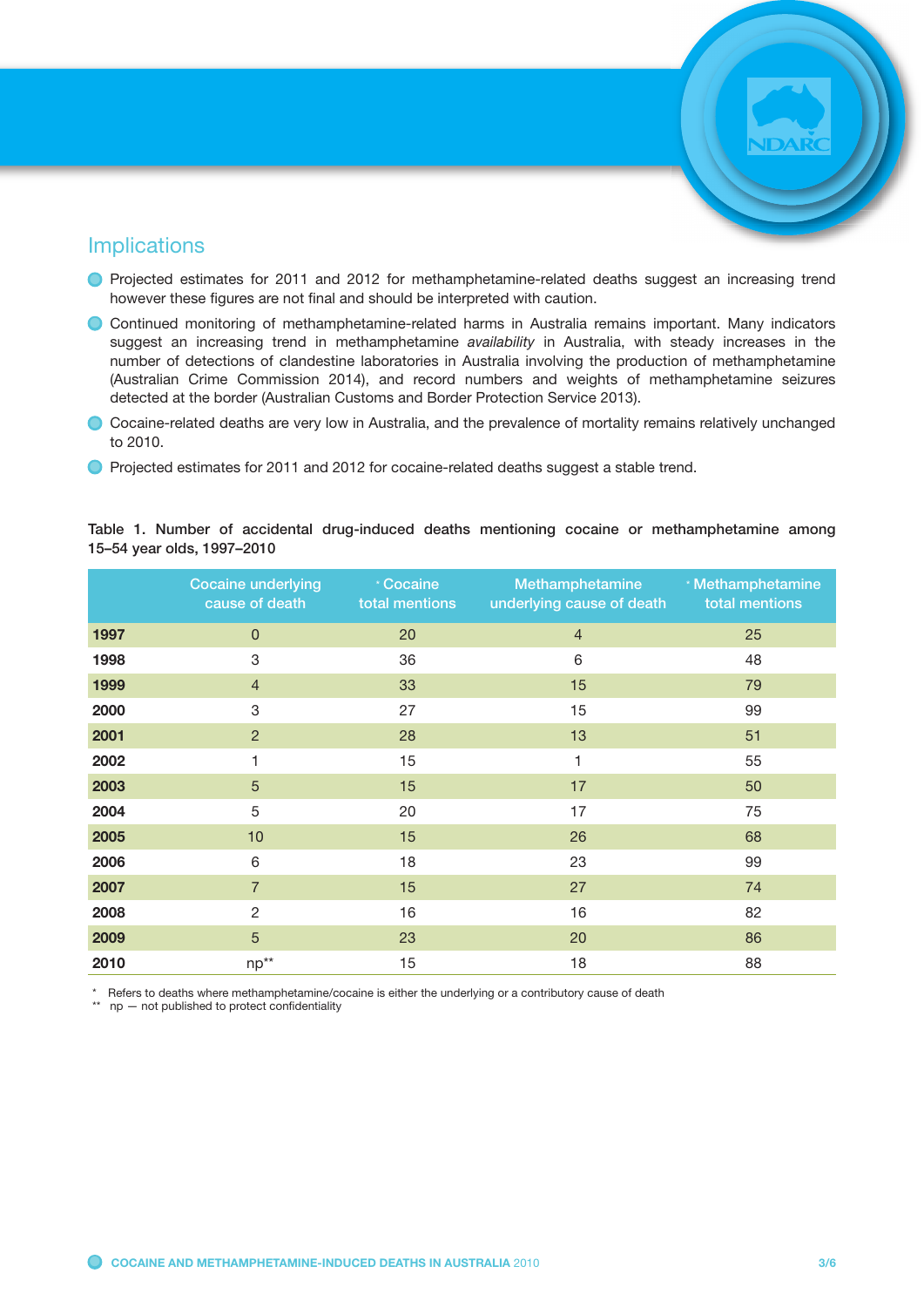## Implications

- Projected estimates for 2011 and 2012 for methamphetamine-related deaths suggest an increasing trend however these figures are not final and should be interpreted with caution.
- Continued monitoring of methamphetamine-related harms in Australia remains important. Many indicators suggest an increasing trend in methamphetamine *availability* in Australia, with steady increases in the number of detections of clandestine laboratories in Australia involving the production of methamphetamine (Australian Crime Commission 2014), and record numbers and weights of methamphetamine seizures detected at the border (Australian Customs and Border Protection Service 2013).
- Cocaine-related deaths are very low in Australia, and the prevalence of mortality remains relatively unchanged to 2010.
- Projected estimates for 2011 and 2012 for cocaine-related deaths suggest a stable trend.

**Table 1. Number of accidental drug-induced deaths mentioning cocaine or methamphetamine among 15–54 year olds, 1997–2010**

| | Cocaine underlying cause of death | * Cocaine total mentions | Methamphetamine underlying cause of death | * Methamphetamine total mentions |
|---|---|---|---|---|
| **1997** | 0 | 20 | 4 | 25 |
| **1998** | 3 | 36 | 6 | 48 |
| **1999** | 4 | 33 | 15 | 79 |
| **2000** | 3 | 27 | 15 | 99 |
| **2001** | 2 | 28 | 13 | 51 |
| **2002** | 1 | 15 | 1 | 55 |
| **2003** | 5 | 15 | 17 | 50 |
| **2004** | 5 | 20 | 17 | 75 |
| **2005** | 10 | 15 | 26 | 68 |
| **2006** | 6 | 18 | 23 | 99 |
| **2007** | 7 | 15 | 27 | 74 |
| **2008** | 2 | 16 | 16 | 82 |
| **2009** | 5 | 23 | 20 | 86 |
| **2010** | np** | 15 | 18 | 88 |

\* Refers to deaths where methamphetamine/cocaine is either the underlying or a contributory cause of death

\** np — not published to protect confidentiality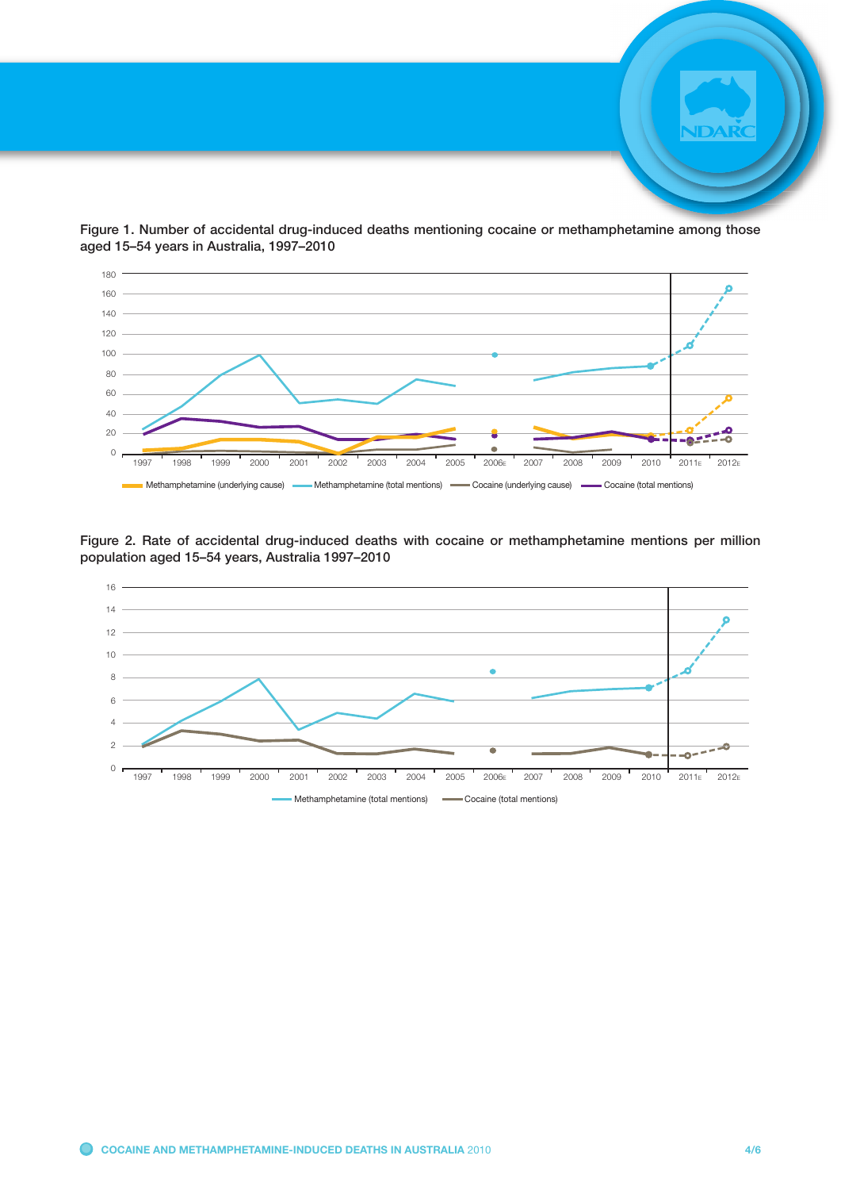Figure 1. Number of accidental drug-induced deaths mentioning cocaine or methamphetamine among those aged 15–54 years in Australia, 1997–2010

Figure 2. Rate of accidental drug-induced deaths with cocaine or methamphetamine mentions per million population aged 15–54 years, Australia 1997–2010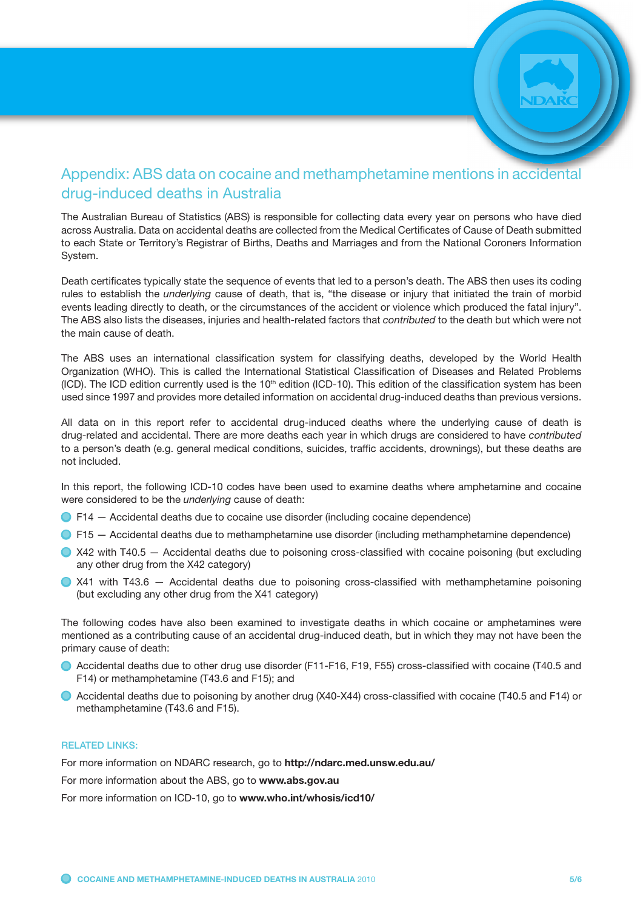# Appendix: ABS data on cocaine and methamphetamine mentions in accidental drug-induced deaths in Australia

The Australian Bureau of Statistics (ABS) is responsible for collecting data every year on persons who have died across Australia. Data on accidental deaths are collected from the Medical Certificates of Cause of Death submitted to each State or Territory's Registrar of Births, Deaths and Marriages and from the National Coroners Information System.

Death certificates typically state the sequence of events that led to a person's death. The ABS then uses its coding rules to establish the *underlying* cause of death, that is, "the disease or injury that initiated the train of morbid events leading directly to death, or the circumstances of the accident or violence which produced the fatal injury". The ABS also lists the diseases, injuries and health-related factors that *contributed* to the death but which were not the main cause of death.

The ABS uses an international classification system for classifying deaths, developed by the World Health Organization (WHO). This is called the International Statistical Classification of Diseases and Related Problems (ICD). The ICD edition currently used is the 10th edition (ICD-10). This edition of the classification system has been used since 1997 and provides more detailed information on accidental drug-induced deaths than previous versions.

All data on in this report refer to accidental drug-induced deaths where the underlying cause of death is drug-related and accidental. There are more deaths each year in which drugs are considered to have *contributed* to a person's death (e.g. general medical conditions, suicides, traffic accidents, drownings), but these deaths are not included.

In this report, the following ICD-10 codes have been used to examine deaths where amphetamine and cocaine were considered to be the *underlying* cause of death:

- F14 — Accidental deaths due to cocaine use disorder (including cocaine dependence)
- F15 — Accidental deaths due to methamphetamine use disorder (including methamphetamine dependence)
- X42 with T40.5 — Accidental deaths due to poisoning cross-classified with cocaine poisoning (but excluding any other drug from the X42 category)
- X41 with T43.6 — Accidental deaths due to poisoning cross-classified with methamphetamine poisoning (but excluding any other drug from the X41 category)

The following codes have also been examined to investigate deaths in which cocaine or amphetamines were mentioned as a contributing cause of an accidental drug-induced death, but in which they may not have been the primary cause of death:

- Accidental deaths due to other drug use disorder (F11-F16, F19, F55) cross-classified with cocaine (T40.5 and F14) or methamphetamine (T43.6 and F15); and
- Accidental deaths due to poisoning by another drug (X40-X44) cross-classified with cocaine (T40.5 and F14) or methamphetamine (T43.6 and F15).

### RELATED LINKS:

For more information on NDARC research, go to **http://ndarc.med.unsw.edu.au/**

For more information about the ABS, go to **www.abs.gov.au**

For more information on ICD-10, go to **www.who.int/whosis/icd10/**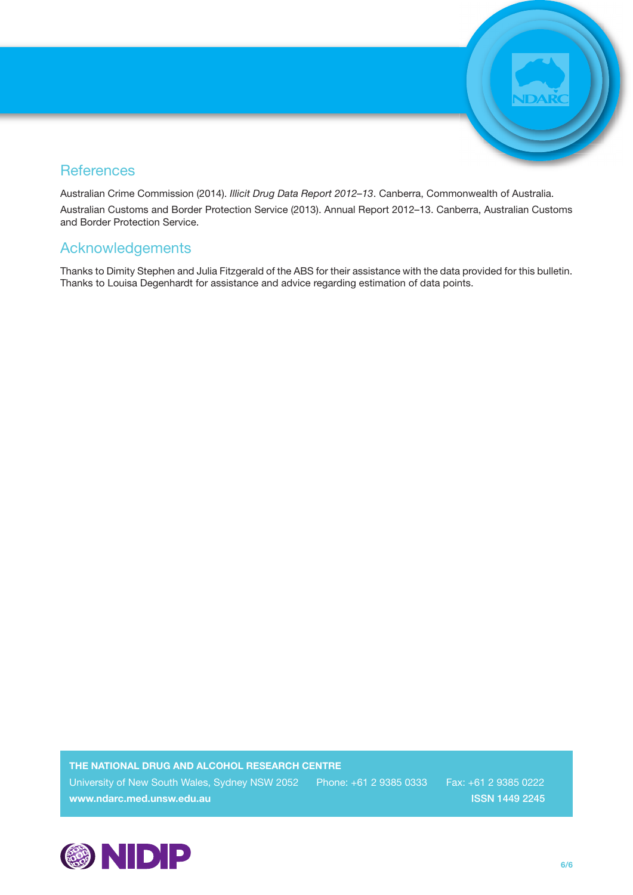## References

Australian Crime Commission (2014). *Illicit Drug Data Report 2012–13*. Canberra, Commonwealth of Australia.

Australian Customs and Border Protection Service (2013). Annual Report 2012–13. Canberra, Australian Customs and Border Protection Service.

## Acknowledgements

Thanks to Dimity Stephen and Julia Fitzgerald of the ABS for their assistance with the data provided for this bulletin. Thanks to Louisa Degenhardt for assistance and advice regarding estimation of data points.

**THE NATIONAL DRUG AND ALCOHOL RESEARCH CENTRE**

University of New South Wales, Sydney NSW 2052 Phone: +61 2 9385 0333 Fax: +61 2 9385 0222

**www.ndarc.med.unsw.edu.au** **ISSN 1449 2245**